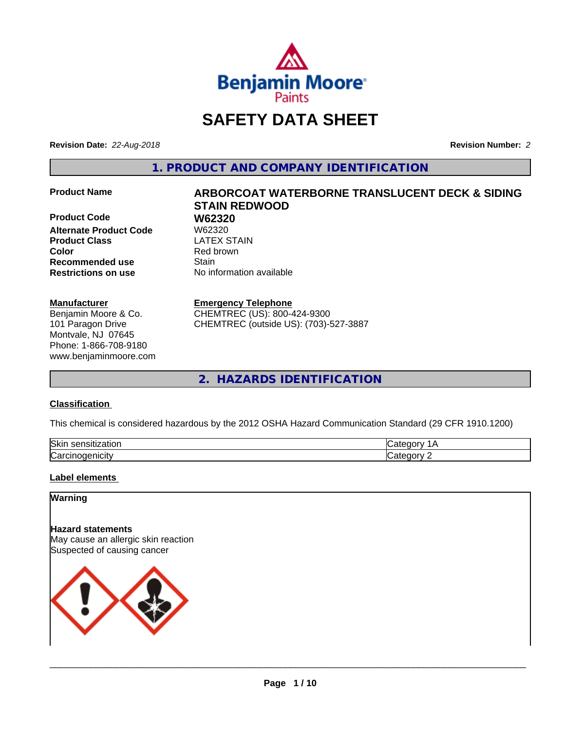# SAFETY DATA SHEET

**Revision Date:** *22-Aug-2018*

**Revision Number:** *2*

## 1. PRODUCT AND COMPANY IDENTIFICATION

| | |
|---|---|
| **Product Name** | **ARBORCOAT WATERBORNE TRANSLUCENT DECK & SIDING STAIN REDWOOD** |
| **Product Code** | **W62320** |
| **Alternate Product Code** | W62320 |
| **Product Class** | LATEX STAIN |
| **Color** | Red brown |
| **Recommended use** | Stain |
| **Restrictions on use** | No information available |

**Manufacturer**
Benjamin Moore & Co.
101 Paragon Drive
Montvale, NJ 07645
Phone: 1-866-708-9180
www.benjaminmoore.com

**Emergency Telephone**
CHEMTREC (US): 800-424-9300
CHEMTREC (outside US): (703)-527-3887

## 2. HAZARDS IDENTIFICATION

**Classification**

This chemical is considered hazardous by the 2012 OSHA Hazard Communication Standard (29 CFR 1910.1200)

| | |
|---|---|
| Skin sensitization | Category 1A |
| Carcinogenicity | Category 2 |

**Label elements**

**Warning**

**Hazard statements**
May cause an allergic skin reaction
Suspected of causing cancer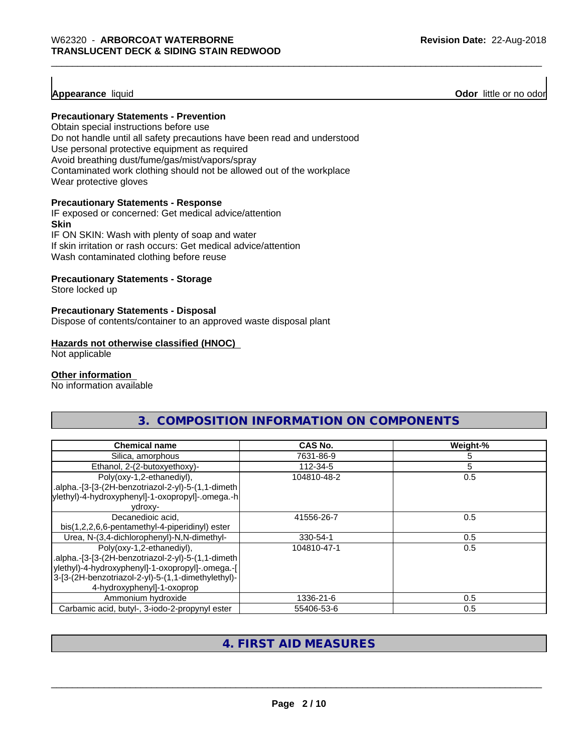**Appearance** liquid

**Odor** little or no odor

**Precautionary Statements - Prevention**

Obtain special instructions before use
Do not handle until all safety precautions have been read and understood
Use personal protective equipment as required
Avoid breathing dust/fume/gas/mist/vapors/spray
Contaminated work clothing should not be allowed out of the workplace
Wear protective gloves

**Precautionary Statements - Response**

IF exposed or concerned: Get medical advice/attention
**Skin**
IF ON SKIN: Wash with plenty of soap and water
If skin irritation or rash occurs: Get medical advice/attention
Wash contaminated clothing before reuse

**Precautionary Statements - Storage**

Store locked up

**Precautionary Statements - Disposal**

Dispose of contents/container to an approved waste disposal plant

**Hazards not otherwise classified (HNOC)**

Not applicable

**Other information**

No information available

## 3. COMPOSITION INFORMATION ON COMPONENTS

| Chemical name | CAS No. | Weight-% |
|---|---|---|
| Silica, amorphous | 7631-86-9 | 5 |
| Ethanol, 2-(2-butoxyethoxy)- | 112-34-5 | 5 |
| Poly(oxy-1,2-ethanediyl), .alpha.-[3-[3-(2H-benzotriazol-2-yl)-5-(1,1-dimethylethyl)-4-hydroxyphenyl]-1-oxopropyl]-.omega.-hydroxy- | 104810-48-2 | 0.5 |
| Decanedioic acid, bis(1,2,2,6,6-pentamethyl-4-piperidinyl) ester | 41556-26-7 | 0.5 |
| Urea, N-(3,4-dichlorophenyl)-N,N-dimethyl- | 330-54-1 | 0.5 |
| Poly(oxy-1,2-ethanediyl), .alpha.-[3-[3-(2H-benzotriazol-2-yl)-5-(1,1-dimethylethyl)-4-hydroxyphenyl]-1-oxopropyl]-.omega.-[3-[3-(2H-benzotriazol-2-yl)-5-(1,1-dimethylethyl)-4-hydroxyphenyl]-1-oxoprop | 104810-47-1 | 0.5 |
| Ammonium hydroxide | 1336-21-6 | 0.5 |
| Carbamic acid, butyl-, 3-iodo-2-propynyl ester | 55406-53-6 | 0.5 |

## 4. FIRST AID MEASURES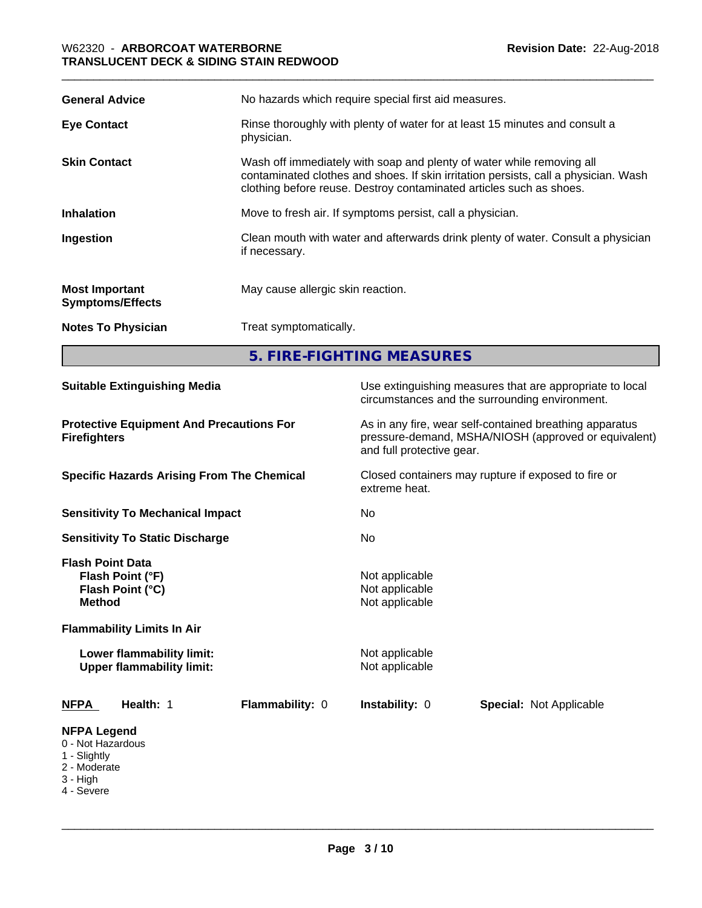| | |
|---|---|
| **General Advice** | No hazards which require special first aid measures. |
| **Eye Contact** | Rinse thoroughly with plenty of water for at least 15 minutes and consult a physician. |
| **Skin Contact** | Wash off immediately with soap and plenty of water while removing all contaminated clothes and shoes. If skin irritation persists, call a physician. Wash clothing before reuse. Destroy contaminated articles such as shoes. |
| **Inhalation** | Move to fresh air. If symptoms persist, call a physician. |
| **Ingestion** | Clean mouth with water and afterwards drink plenty of water. Consult a physician if necessary. |
| **Most Important Symptoms/Effects** | May cause allergic skin reaction. |
| **Notes To Physician** | Treat symptomatically. |

## 5. FIRE-FIGHTING MEASURES

| | |
|---|---|
| **Suitable Extinguishing Media** | Use extinguishing measures that are appropriate to local circumstances and the surrounding environment. |
| **Protective Equipment And Precautions For Firefighters** | As in any fire, wear self-contained breathing apparatus pressure-demand, MSHA/NIOSH (approved or equivalent) and full protective gear. |
| **Specific Hazards Arising From The Chemical** | Closed containers may rupture if exposed to fire or extreme heat. |
| **Sensitivity To Mechanical Impact** | No |
| **Sensitivity To Static Discharge** | No |

**Flash Point Data**

| | |
|---|---|
| **Flash Point (°F)** | Not applicable |
| **Flash Point (°C)** | Not applicable |
| **Method** | Not applicable |

**Flammability Limits In Air**

| | |
|---|---|
| **Lower flammability limit:** | Not applicable |
| **Upper flammability limit:** | Not applicable |

| **NFPA** | **Health:** 1 | **Flammability:** 0 | **Instability:** 0 | **Special:** Not Applicable |
|---|---|---|---|---|

**NFPA Legend**
- 0 - Not Hazardous
- 1 - Slightly
- 2 - Moderate
- 3 - High
- 4 - Severe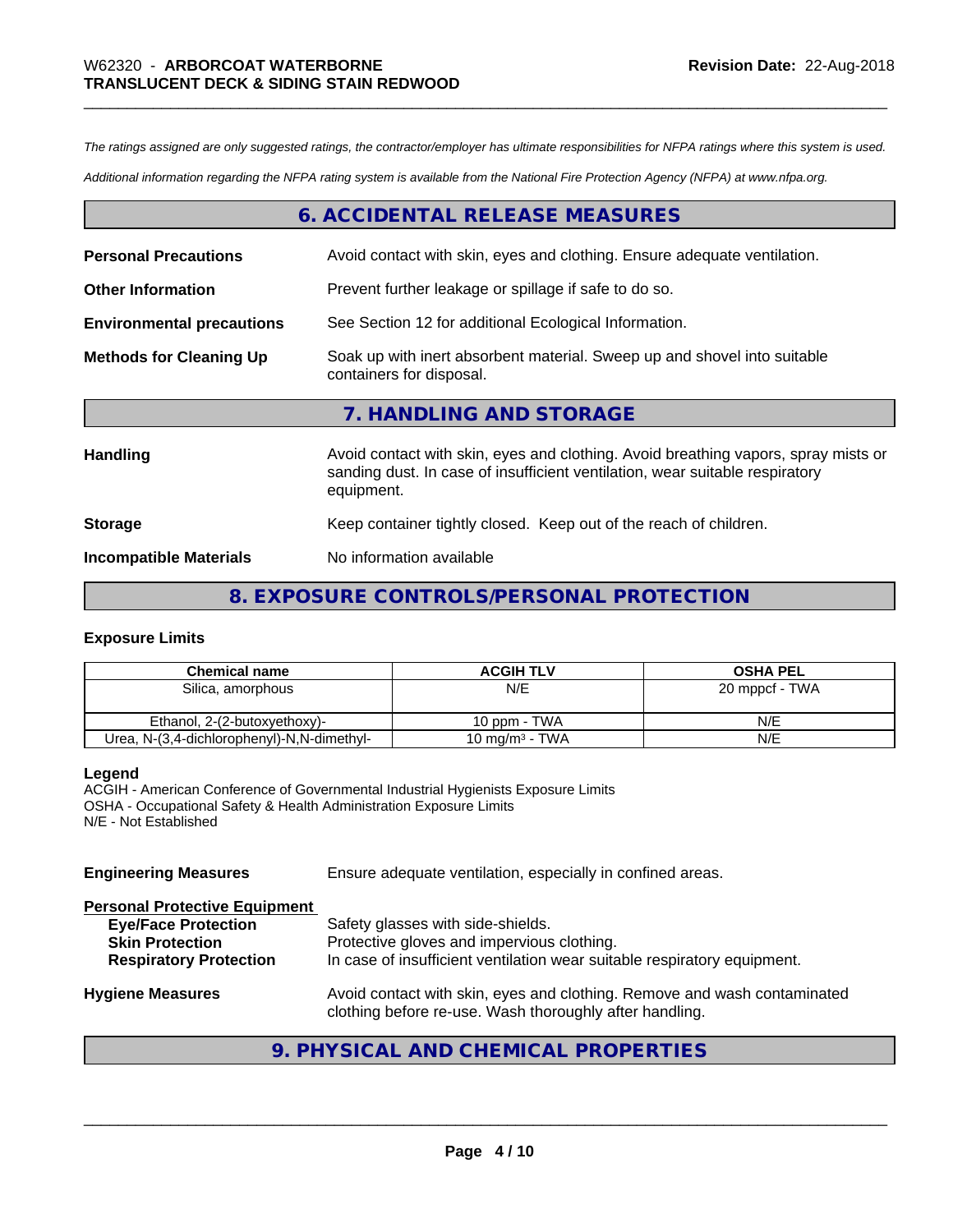*The ratings assigned are only suggested ratings, the contractor/employer has ultimate responsibilities for NFPA ratings where this system is used.*

*Additional information regarding the NFPA rating system is available from the National Fire Protection Agency (NFPA) at www.nfpa.org.*

## 6. ACCIDENTAL RELEASE MEASURES

**Personal Precautions** Avoid contact with skin, eyes and clothing. Ensure adequate ventilation.

**Other Information** Prevent further leakage or spillage if safe to do so.

**Environmental precautions** See Section 12 for additional Ecological Information.

**Methods for Cleaning Up** Soak up with inert absorbent material. Sweep up and shovel into suitable containers for disposal.

## 7. HANDLING AND STORAGE

**Handling** Avoid contact with skin, eyes and clothing. Avoid breathing vapors, spray mists or sanding dust. In case of insufficient ventilation, wear suitable respiratory equipment.

**Storage** Keep container tightly closed. Keep out of the reach of children.

**Incompatible Materials** No information available

## 8. EXPOSURE CONTROLS/PERSONAL PROTECTION

### Exposure Limits

| Chemical name | ACGIH TLV | OSHA PEL |
|---|---|---|
| Silica, amorphous | N/E | 20 mppcf - TWA |
| Ethanol, 2-(2-butoxyethoxy)- | 10 ppm - TWA | N/E |
| Urea, N-(3,4-dichlorophenyl)-N,N-dimethyl- | 10 mg/m³ - TWA | N/E |

**Legend**
ACGIH - American Conference of Governmental Industrial Hygienists Exposure Limits
OSHA - Occupational Safety & Health Administration Exposure Limits
N/E - Not Established

**Engineering Measures** Ensure adequate ventilation, especially in confined areas.

**Personal Protective Equipment**
- **Eye/Face Protection** Safety glasses with side-shields.
- **Skin Protection** Protective gloves and impervious clothing.
- **Respiratory Protection** In case of insufficient ventilation wear suitable respiratory equipment.

**Hygiene Measures** Avoid contact with skin, eyes and clothing. Remove and wash contaminated clothing before re-use. Wash thoroughly after handling.

## 9. PHYSICAL AND CHEMICAL PROPERTIES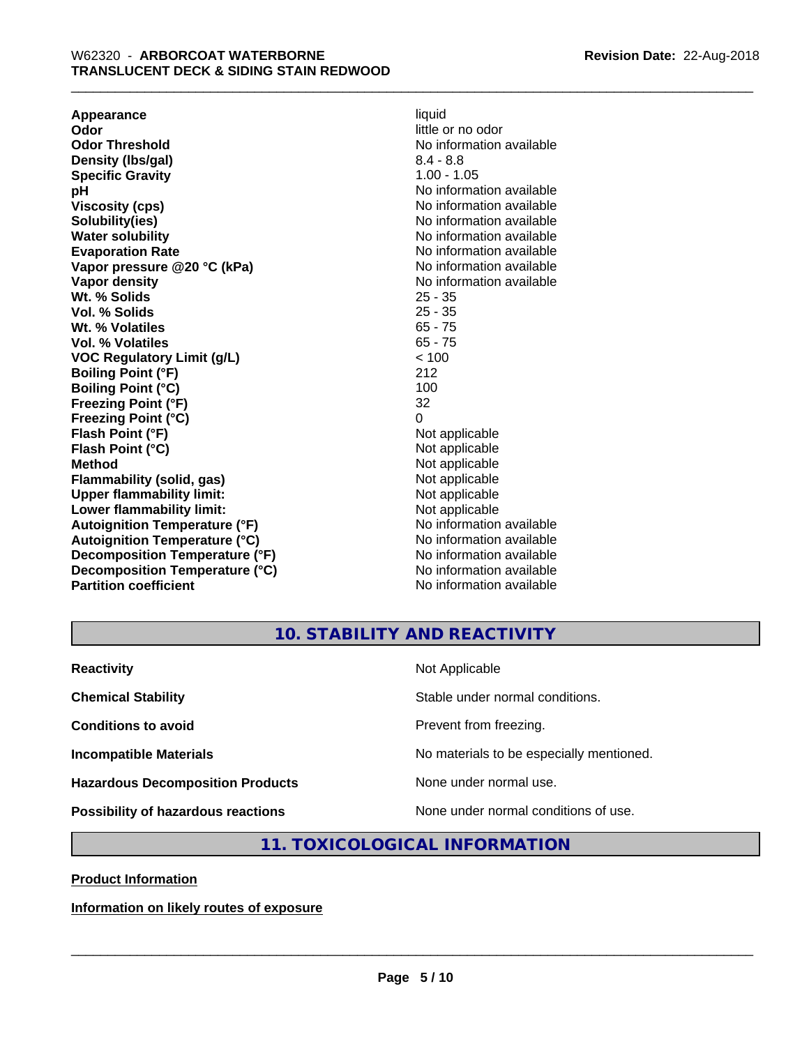| | |
|---|---|
| **Appearance** | liquid |
| **Odor** | little or no odor |
| **Odor Threshold** | No information available |
| **Density (lbs/gal)** | 8.4 - 8.8 |
| **Specific Gravity** | 1.00 - 1.05 |
| **pH** | No information available |
| **Viscosity (cps)** | No information available |
| **Solubility(ies)** | No information available |
| **Water solubility** | No information available |
| **Evaporation Rate** | No information available |
| **Vapor pressure @20 °C (kPa)** | No information available |
| **Vapor density** | No information available |
| **Wt. % Solids** | 25 - 35 |
| **Vol. % Solids** | 25 - 35 |
| **Wt. % Volatiles** | 65 - 75 |
| **Vol. % Volatiles** | 65 - 75 |
| **VOC Regulatory Limit (g/L)** | < 100 |
| **Boiling Point (°F)** | 212 |
| **Boiling Point (°C)** | 100 |
| **Freezing Point (°F)** | 32 |
| **Freezing Point (°C)** | 0 |
| **Flash Point (°F)** | Not applicable |
| **Flash Point (°C)** | Not applicable |
| **Method** | Not applicable |
| **Flammability (solid, gas)** | Not applicable |
| **Upper flammability limit:** | Not applicable |
| **Lower flammability limit:** | Not applicable |
| **Autoignition Temperature (°F)** | No information available |
| **Autoignition Temperature (°C)** | No information available |
| **Decomposition Temperature (°F)** | No information available |
| **Decomposition Temperature (°C)** | No information available |
| **Partition coefficient** | No information available |

## 10. STABILITY AND REACTIVITY

| | |
|---|---|
| **Reactivity** | Not Applicable |
| **Chemical Stability** | Stable under normal conditions. |
| **Conditions to avoid** | Prevent from freezing. |
| **Incompatible Materials** | No materials to be especially mentioned. |
| **Hazardous Decomposition Products** | None under normal use. |
| **Possibility of hazardous reactions** | None under normal conditions of use. |

## 11. TOXICOLOGICAL INFORMATION

**Product Information**

**Information on likely routes of exposure**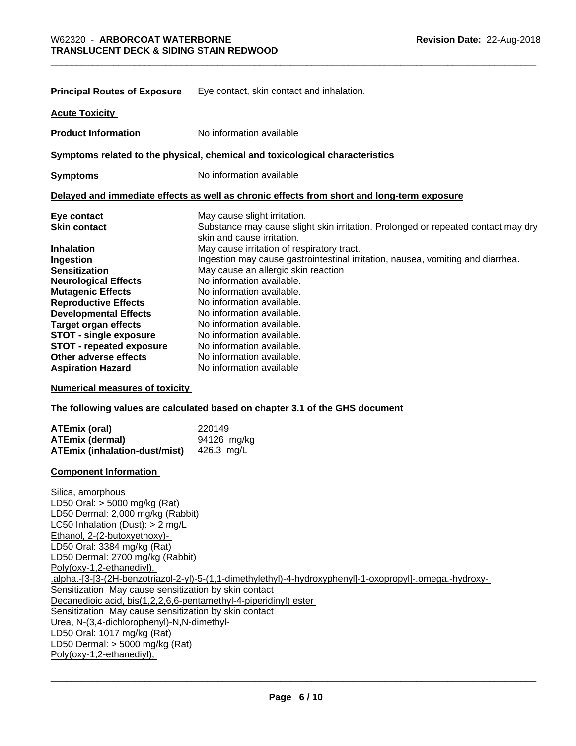**Principal Routes of Exposure** Eye contact, skin contact and inhalation.

**Acute Toxicity**

**Product Information** No information available

**Symptoms related to the physical, chemical and toxicological characteristics**

**Symptoms** No information available

**Delayed and immediate effects as well as chronic effects from short and long-term exposure**

| | |
|---|---|
| **Eye contact** | May cause slight irritation. |
| **Skin contact** | Substance may cause slight skin irritation. Prolonged or repeated contact may dry skin and cause irritation. |
| **Inhalation** | May cause irritation of respiratory tract. |
| **Ingestion** | Ingestion may cause gastrointestinal irritation, nausea, vomiting and diarrhea. |
| **Sensitization** | May cause an allergic skin reaction |
| **Neurological Effects** | No information available. |
| **Mutagenic Effects** | No information available. |
| **Reproductive Effects** | No information available. |
| **Developmental Effects** | No information available. |
| **Target organ effects** | No information available. |
| **STOT - single exposure** | No information available. |
| **STOT - repeated exposure** | No information available. |
| **Other adverse effects** | No information available. |
| **Aspiration Hazard** | No information available |

**Numerical measures of toxicity**

**The following values are calculated based on chapter 3.1 of the GHS document**

| | |
|---|---|
| **ATEmix (oral)** | 220149 |
| **ATEmix (dermal)** | 94126 mg/kg |
| **ATEmix (inhalation-dust/mist)** | 426.3 mg/L |

**Component Information**

Silica, amorphous
LD50 Oral: > 5000 mg/kg (Rat)
LD50 Dermal: 2,000 mg/kg (Rabbit)
LC50 Inhalation (Dust): > 2 mg/L
Ethanol, 2-(2-butoxyethoxy)-
LD50 Oral: 3384 mg/kg (Rat)
LD50 Dermal: 2700 mg/kg (Rabbit)
Poly(oxy-1,2-ethanediyl), .alpha.-[3-[3-(2H-benzotriazol-2-yl)-5-(1,1-dimethylethyl)-4-hydroxyphenyl]-1-oxopropyl]-.omega.-hydroxy-
Sensitization May cause sensitization by skin contact
Decanedioic acid, bis(1,2,2,6,6-pentamethyl-4-piperidinyl) ester
Sensitization May cause sensitization by skin contact
Urea, N-(3,4-dichlorophenyl)-N,N-dimethyl-
LD50 Oral: 1017 mg/kg (Rat)
LD50 Dermal: > 5000 mg/kg (Rat)
Poly(oxy-1,2-ethanediyl),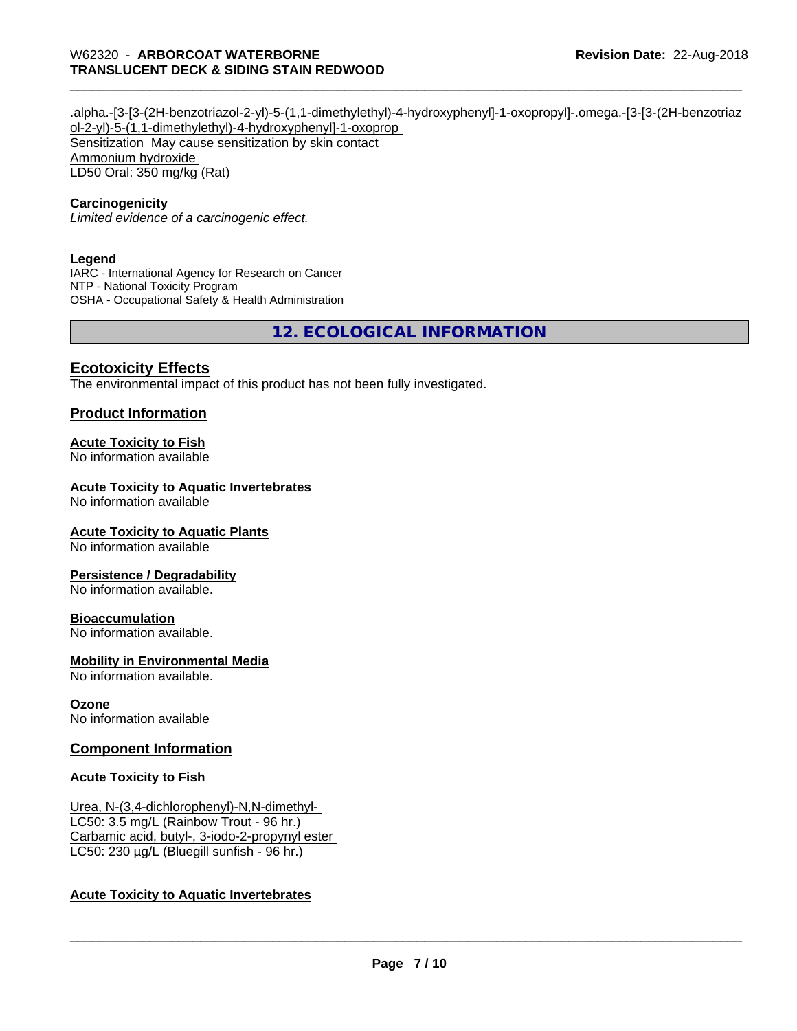.alpha.-[3-[3-(2H-benzotriazol-2-yl)-5-(1,1-dimethylethyl)-4-hydroxyphenyl]-1-oxopropyl]-.omega.-[3-[3-(2H-benzotriazol-2-yl)-5-(1,1-dimethylethyl)-4-hydroxyphenyl]-1-oxoprop
Sensitization May cause sensitization by skin contact
Ammonium hydroxide
LD50 Oral: 350 mg/kg (Rat)

**Carcinogenicity**
*Limited evidence of a carcinogenic effect.*

**Legend**
IARC - International Agency for Research on Cancer
NTP - National Toxicity Program
OSHA - Occupational Safety & Health Administration

## 12. ECOLOGICAL INFORMATION

### Ecotoxicity Effects

The environmental impact of this product has not been fully investigated.

### Product Information

**Acute Toxicity to Fish**
No information available

**Acute Toxicity to Aquatic Invertebrates**
No information available

**Acute Toxicity to Aquatic Plants**
No information available

**Persistence / Degradability**
No information available.

**Bioaccumulation**
No information available.

**Mobility in Environmental Media**
No information available.

**Ozone**
No information available

### Component Information

**Acute Toxicity to Fish**

Urea, N-(3,4-dichlorophenyl)-N,N-dimethyl-
LC50: 3.5 mg/L (Rainbow Trout - 96 hr.)
Carbamic acid, butyl-, 3-iodo-2-propynyl ester
LC50: 230 µg/L (Bluegill sunfish - 96 hr.)

**Acute Toxicity to Aquatic Invertebrates**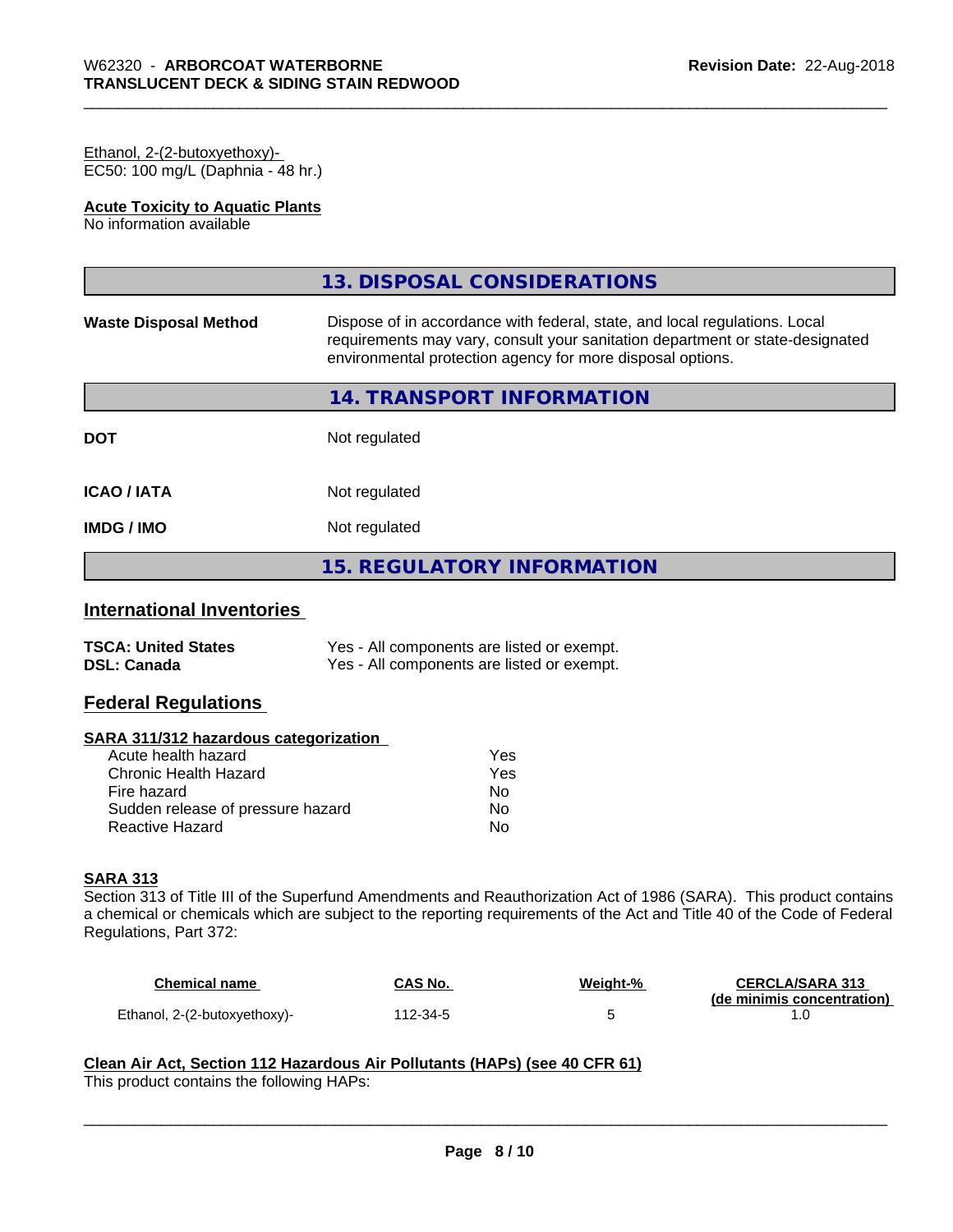Ethanol, 2-(2-butoxyethoxy)-
EC50: 100 mg/L (Daphnia - 48 hr.)

**Acute Toxicity to Aquatic Plants**
No information available

## 13. DISPOSAL CONSIDERATIONS

**Waste Disposal Method** — Dispose of in accordance with federal, state, and local regulations. Local requirements may vary, consult your sanitation department or state-designated environmental protection agency for more disposal options.

## 14. TRANSPORT INFORMATION

| | |
|---|---|
| **DOT** | Not regulated |
| **ICAO / IATA** | Not regulated |
| **IMDG / IMO** | Not regulated |

## 15. REGULATORY INFORMATION

### International Inventories

| | |
|---|---|
| **TSCA: United States** | Yes - All components are listed or exempt. |
| **DSL: Canada** | Yes - All components are listed or exempt. |

### Federal Regulations

**SARA 311/312 hazardous categorization**

| | |
|---|---|
| Acute health hazard | Yes |
| Chronic Health Hazard | Yes |
| Fire hazard | No |
| Sudden release of pressure hazard | No |
| Reactive Hazard | No |

**SARA 313**
Section 313 of Title III of the Superfund Amendments and Reauthorization Act of 1986 (SARA). This product contains a chemical or chemicals which are subject to the reporting requirements of the Act and Title 40 of the Code of Federal Regulations, Part 372:

| Chemical name | CAS No. | Weight-% | CERCLA/SARA 313 (de minimis concentration) |
|---|---|---|---|
| Ethanol, 2-(2-butoxyethoxy)- | 112-34-5 | 5 | 1.0 |

**Clean Air Act, Section 112 Hazardous Air Pollutants (HAPs) (see 40 CFR 61)**
This product contains the following HAPs: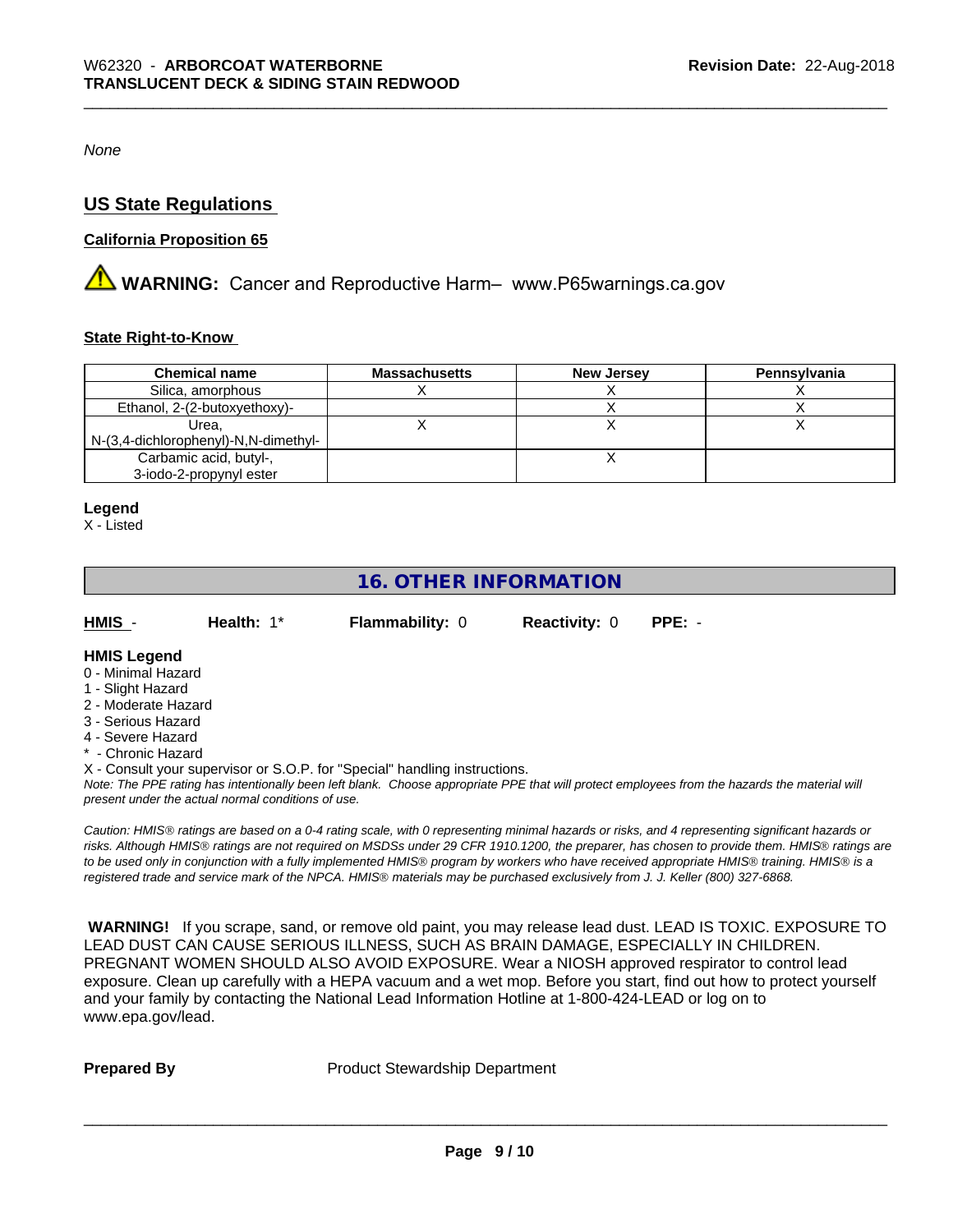*None*

## US State Regulations

### California Proposition 65

⚠ **WARNING:** Cancer and Reproductive Harm– www.P65warnings.ca.gov

### State Right-to-Know

| Chemical name | Massachusetts | New Jersey | Pennsylvania |
|---|---|---|---|
| Silica, amorphous | X | X | X |
| Ethanol, 2-(2-butoxyethoxy)- | | X | X |
| Urea, N-(3,4-dichlorophenyl)-N,N-dimethyl- | X | X | X |
| Carbamic acid, butyl-, 3-iodo-2-propynyl ester | | X | |

**Legend**
X - Listed

## 16. OTHER INFORMATION

**HMIS** - **Health:** 1* **Flammability:** 0 **Reactivity:** 0 **PPE:** -

**HMIS Legend**
0 - Minimal Hazard
1 - Slight Hazard
2 - Moderate Hazard
3 - Serious Hazard
4 - Severe Hazard
* - Chronic Hazard
X - Consult your supervisor or S.O.P. for "Special" handling instructions.
*Note: The PPE rating has intentionally been left blank. Choose appropriate PPE that will protect employees from the hazards the material will present under the actual normal conditions of use.*

*Caution: HMIS® ratings are based on a 0-4 rating scale, with 0 representing minimal hazards or risks, and 4 representing significant hazards or risks. Although HMIS® ratings are not required on MSDSs under 29 CFR 1910.1200, the preparer, has chosen to provide them. HMIS® ratings are to be used only in conjunction with a fully implemented HMIS® program by workers who have received appropriate HMIS® training. HMIS® is a registered trade and service mark of the NPCA. HMIS® materials may be purchased exclusively from J. J. Keller (800) 327-6868.*

**WARNING!** If you scrape, sand, or remove old paint, you may release lead dust. LEAD IS TOXIC. EXPOSURE TO LEAD DUST CAN CAUSE SERIOUS ILLNESS, SUCH AS BRAIN DAMAGE, ESPECIALLY IN CHILDREN. PREGNANT WOMEN SHOULD ALSO AVOID EXPOSURE. Wear a NIOSH approved respirator to control lead exposure. Clean up carefully with a HEPA vacuum and a wet mop. Before you start, find out how to protect yourself and your family by contacting the National Lead Information Hotline at 1-800-424-LEAD or log on to www.epa.gov/lead.

**Prepared By** Product Stewardship Department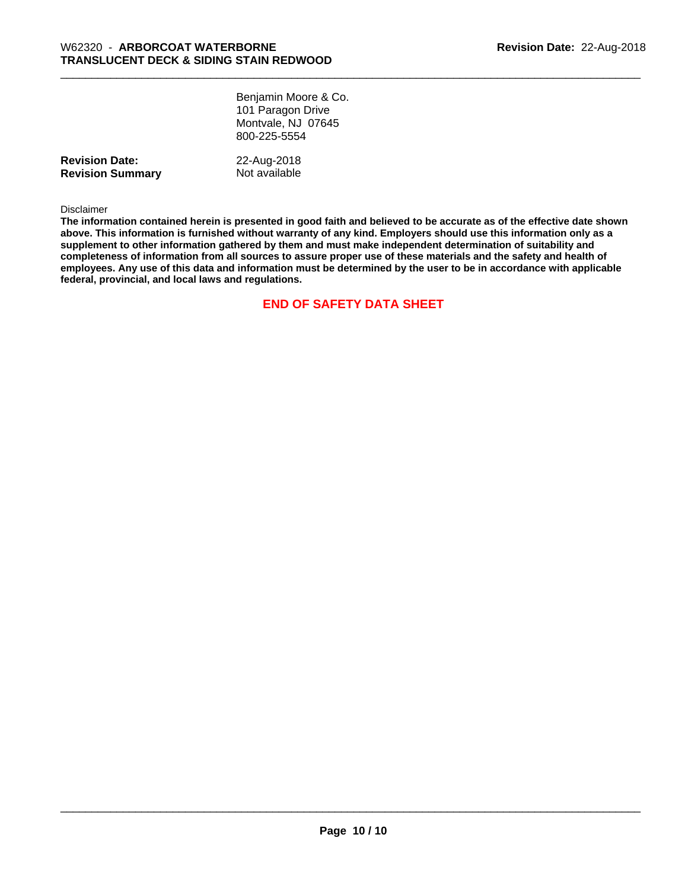Benjamin Moore & Co.
101 Paragon Drive
Montvale, NJ 07645
800-225-5554

| | |
|---|---|
| **Revision Date:** | 22-Aug-2018 |
| **Revision Summary** | Not available |

Disclaimer

**The information contained herein is presented in good faith and believed to be accurate as of the effective date shown above. This information is furnished without warranty of any kind. Employers should use this information only as a supplement to other information gathered by them and must make independent determination of suitability and completeness of information from all sources to assure proper use of these materials and the safety and health of employees. Any use of this data and information must be determined by the user to be in accordance with applicable federal, provincial, and local laws and regulations.**

**END OF SAFETY DATA SHEET**